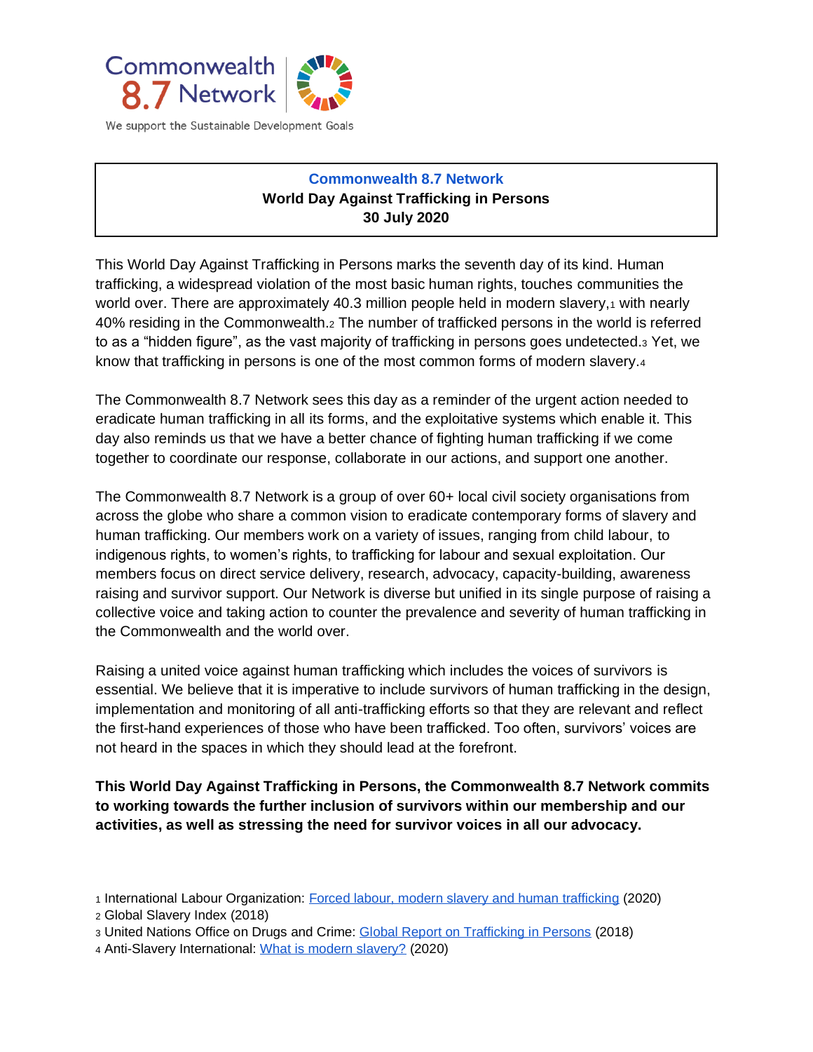Commonwealth 8.7 Network

We support the Sustainable Development Goals

**Commonwealth 8.7 Network**
**World Day Against Trafficking in Persons**
**30 July 2020**

This World Day Against Trafficking in Persons marks the seventh day of its kind. Human trafficking, a widespread violation of the most basic human rights, touches communities the world over. There are approximately 40.3 million people held in modern slavery,[1] with nearly 40% residing in the Commonwealth.[2] The number of trafficked persons in the world is referred to as a "hidden figure", as the vast majority of trafficking in persons goes undetected.[3] Yet, we know that trafficking in persons is one of the most common forms of modern slavery.[4]

The Commonwealth 8.7 Network sees this day as a reminder of the urgent action needed to eradicate human trafficking in all its forms, and the exploitative systems which enable it. This day also reminds us that we have a better chance of fighting human trafficking if we come together to coordinate our response, collaborate in our actions, and support one another.

The Commonwealth 8.7 Network is a group of over 60+ local civil society organisations from across the globe who share a common vision to eradicate contemporary forms of slavery and human trafficking. Our members work on a variety of issues, ranging from child labour, to indigenous rights, to women's rights, to trafficking for labour and sexual exploitation. Our members focus on direct service delivery, research, advocacy, capacity-building, awareness raising and survivor support. Our Network is diverse but unified in its single purpose of raising a collective voice and taking action to counter the prevalence and severity of human trafficking in the Commonwealth and the world over.

Raising a united voice against human trafficking which includes the voices of survivors is essential. We believe that it is imperative to include survivors of human trafficking in the design, implementation and monitoring of all anti-trafficking efforts so that they are relevant and reflect the first-hand experiences of those who have been trafficked. Too often, survivors' voices are not heard in the spaces in which they should lead at the forefront.

**This World Day Against Trafficking in Persons, the Commonwealth 8.7 Network commits to working towards the further inclusion of survivors within our membership and our activities, as well as stressing the need for survivor voices in all our advocacy.**

1 International Labour Organization: Forced labour, modern slavery and human trafficking (2020)
2 Global Slavery Index (2018)
3 United Nations Office on Drugs and Crime: Global Report on Trafficking in Persons (2018)
4 Anti-Slavery International: What is modern slavery? (2020)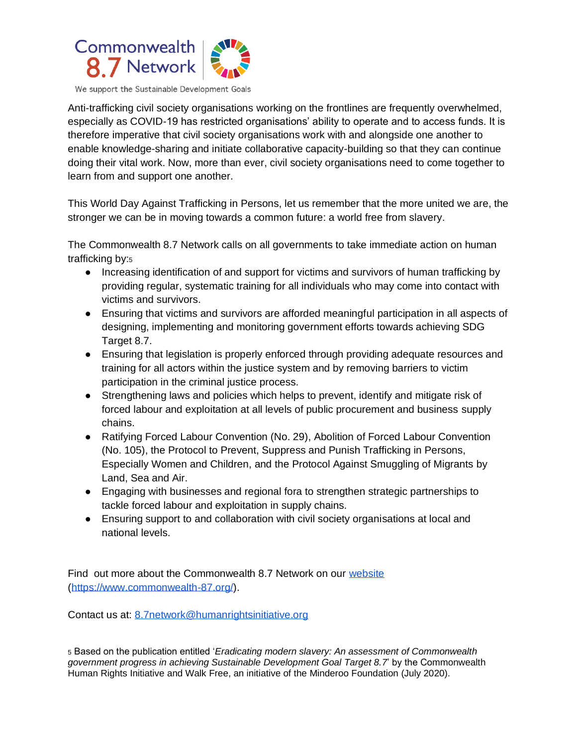Anti-trafficking civil society organisations working on the frontlines are frequently overwhelmed, especially as COVID-19 has restricted organisations' ability to operate and to access funds. It is therefore imperative that civil society organisations work with and alongside one another to enable knowledge-sharing and initiate collaborative capacity-building so that they can continue doing their vital work. Now, more than ever, civil society organisations need to come together to learn from and support one another.

This World Day Against Trafficking in Persons, let us remember that the more united we are, the stronger we can be in moving towards a common future: a world free from slavery.

The Commonwealth 8.7 Network calls on all governments to take immediate action on human trafficking by:[5]

- Increasing identification of and support for victims and survivors of human trafficking by providing regular, systematic training for all individuals who may come into contact with victims and survivors.
- Ensuring that victims and survivors are afforded meaningful participation in all aspects of designing, implementing and monitoring government efforts towards achieving SDG Target 8.7.
- Ensuring that legislation is properly enforced through providing adequate resources and training for all actors within the justice system and by removing barriers to victim participation in the criminal justice process.
- Strengthening laws and policies which helps to prevent, identify and mitigate risk of forced labour and exploitation at all levels of public procurement and business supply chains.
- Ratifying Forced Labour Convention (No. 29), Abolition of Forced Labour Convention (No. 105), the Protocol to Prevent, Suppress and Punish Trafficking in Persons, Especially Women and Children, and the Protocol Against Smuggling of Migrants by Land, Sea and Air.
- Engaging with businesses and regional fora to strengthen strategic partnerships to tackle forced labour and exploitation in supply chains.
- Ensuring support to and collaboration with civil society organisations at local and national levels.

Find out more about the Commonwealth 8.7 Network on our [website](https://www.commonwealth-87.org/) (https://www.commonwealth-87.org/).

Contact us at: 8.7network@humanrightsinitiative.org

[5] Based on the publication entitled '*Eradicating modern slavery: An assessment of Commonwealth government progress in achieving Sustainable Development Goal Target 8.7*' by the Commonwealth Human Rights Initiative and Walk Free, an initiative of the Minderoo Foundation (July 2020).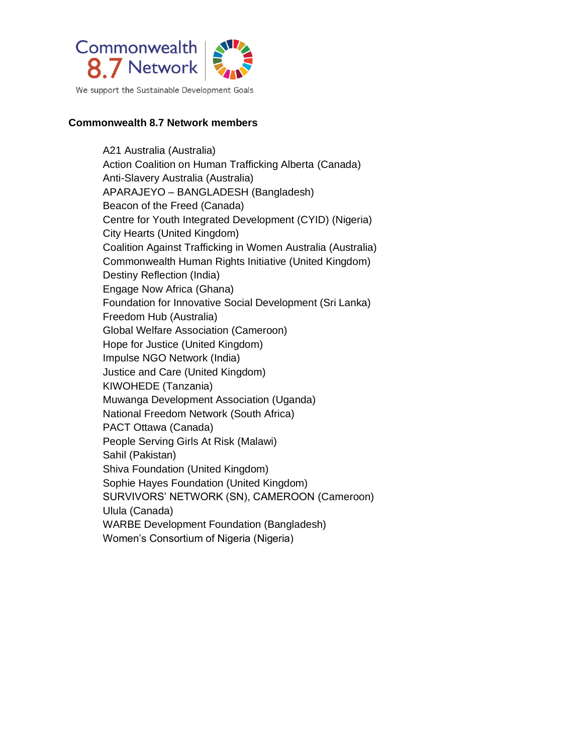Commonwealth 8.7 Network

We support the Sustainable Development Goals

**Commonwealth 8.7 Network members**

A21 Australia (Australia)
Action Coalition on Human Trafficking Alberta (Canada)
Anti-Slavery Australia (Australia)
APARAJEYO – BANGLADESH (Bangladesh)
Beacon of the Freed (Canada)
Centre for Youth Integrated Development (CYID) (Nigeria)
City Hearts (United Kingdom)
Coalition Against Trafficking in Women Australia (Australia)
Commonwealth Human Rights Initiative (United Kingdom)
Destiny Reflection (India)
Engage Now Africa (Ghana)
Foundation for Innovative Social Development (Sri Lanka)
Freedom Hub (Australia)
Global Welfare Association (Cameroon)
Hope for Justice (United Kingdom)
Impulse NGO Network (India)
Justice and Care (United Kingdom)
KIWOHEDE (Tanzania)
Muwanga Development Association (Uganda)
National Freedom Network (South Africa)
PACT Ottawa (Canada)
People Serving Girls At Risk (Malawi)
Sahil (Pakistan)
Shiva Foundation (United Kingdom)
Sophie Hayes Foundation (United Kingdom)
SURVIVORS' NETWORK (SN), CAMEROON (Cameroon)
Ulula (Canada)
WARBE Development Foundation (Bangladesh)
Women's Consortium of Nigeria (Nigeria)